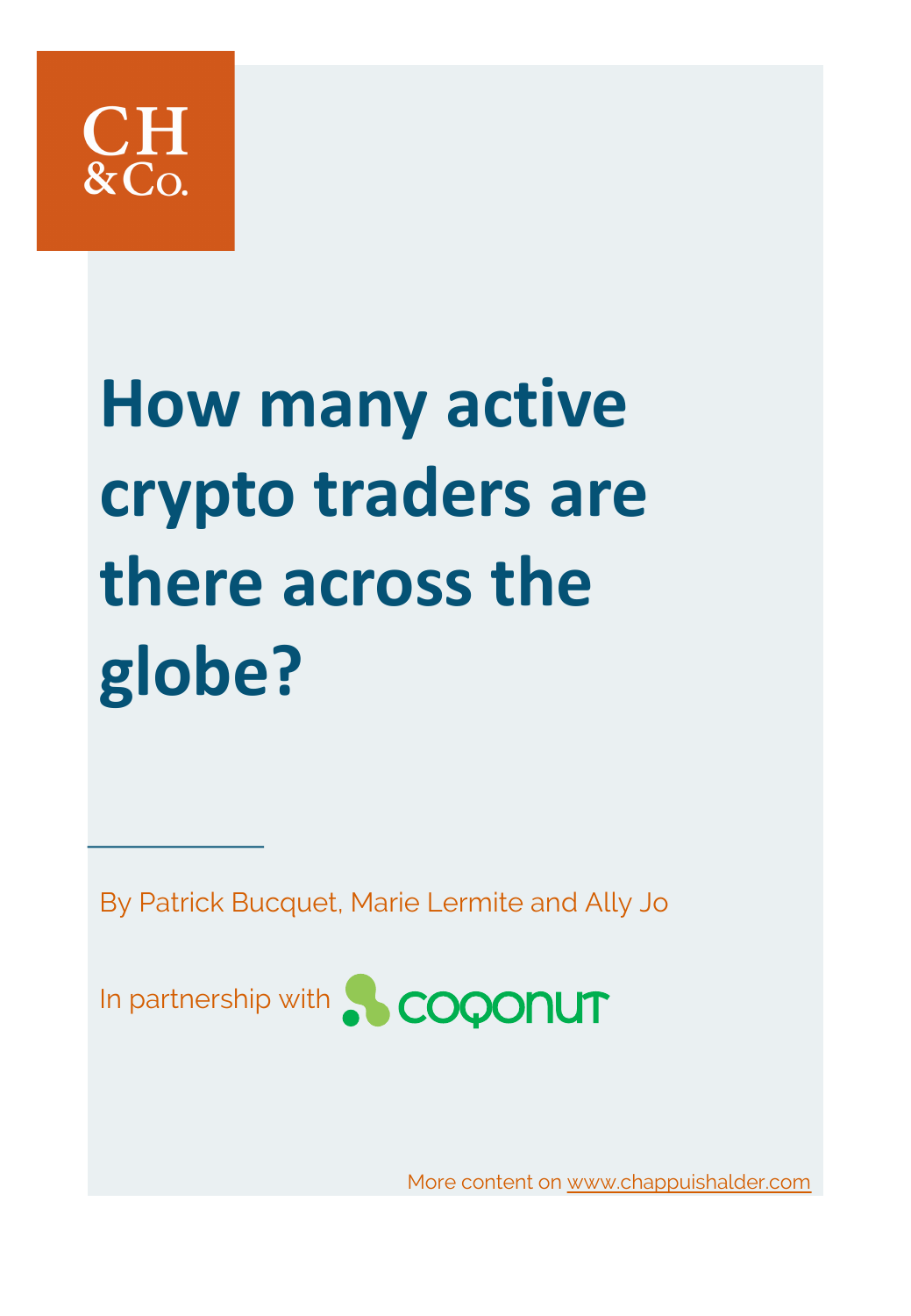CH
&Co.

# How many active crypto traders are there across the globe?

By Patrick Bucquet, Marie Lermite and Ally Jo

In partnership with coqonut

More content on www.chappuishalder.com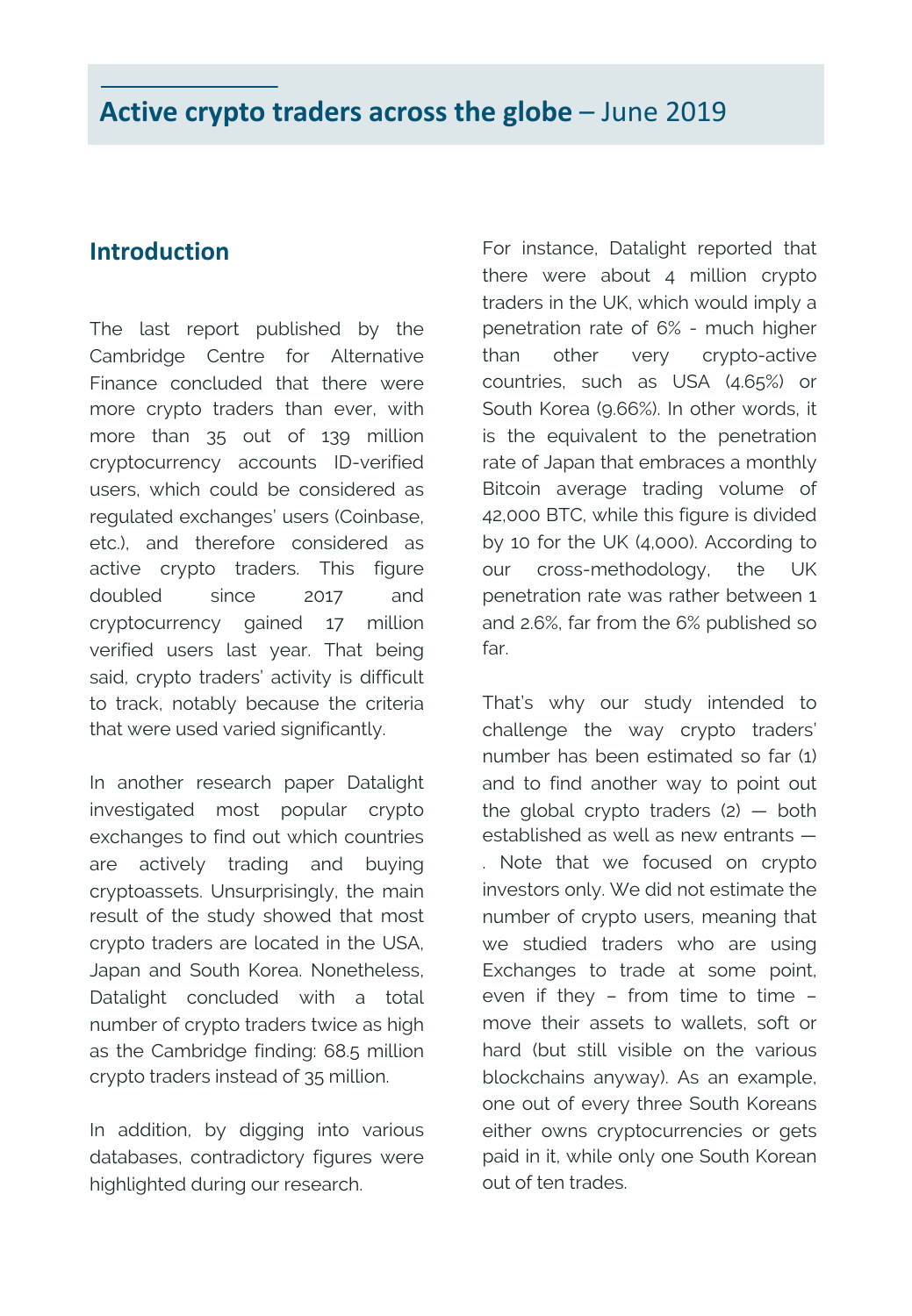# **Active crypto traders across the globe** – June 2019

## Introduction

The last report published by the Cambridge Centre for Alternative Finance concluded that there were more crypto traders than ever, with more than 35 out of 139 million cryptocurrency accounts ID-verified users, which could be considered as regulated exchanges' users (Coinbase, etc.), and therefore considered as active crypto traders. This figure doubled since 2017 and cryptocurrency gained 17 million verified users last year. That being said, crypto traders' activity is difficult to track, notably because the criteria that were used varied significantly.

In another research paper Datalight investigated most popular crypto exchanges to find out which countries are actively trading and buying cryptoassets. Unsurprisingly, the main result of the study showed that most crypto traders are located in the USA, Japan and South Korea. Nonetheless, Datalight concluded with a total number of crypto traders twice as high as the Cambridge finding: 68.5 million crypto traders instead of 35 million.

In addition, by digging into various databases, contradictory figures were highlighted during our research.

For instance, Datalight reported that there were about 4 million crypto traders in the UK, which would imply a penetration rate of 6% - much higher than other very crypto-active countries, such as USA (4.65%) or South Korea (9.66%). In other words, it is the equivalent to the penetration rate of Japan that embraces a monthly Bitcoin average trading volume of 42,000 BTC, while this figure is divided by 10 for the UK (4,000). According to our cross-methodology, the UK penetration rate was rather between 1 and 2.6%, far from the 6% published so far.

That's why our study intended to challenge the way crypto traders' number has been estimated so far (1) and to find another way to point out the global crypto traders (2) — both established as well as new entrants — . Note that we focused on crypto investors only. We did not estimate the number of crypto users, meaning that we studied traders who are using Exchanges to trade at some point, even if they – from time to time – move their assets to wallets, soft or hard (but still visible on the various blockchains anyway). As an example, one out of every three South Koreans either owns cryptocurrencies or gets paid in it, while only one South Korean out of ten trades.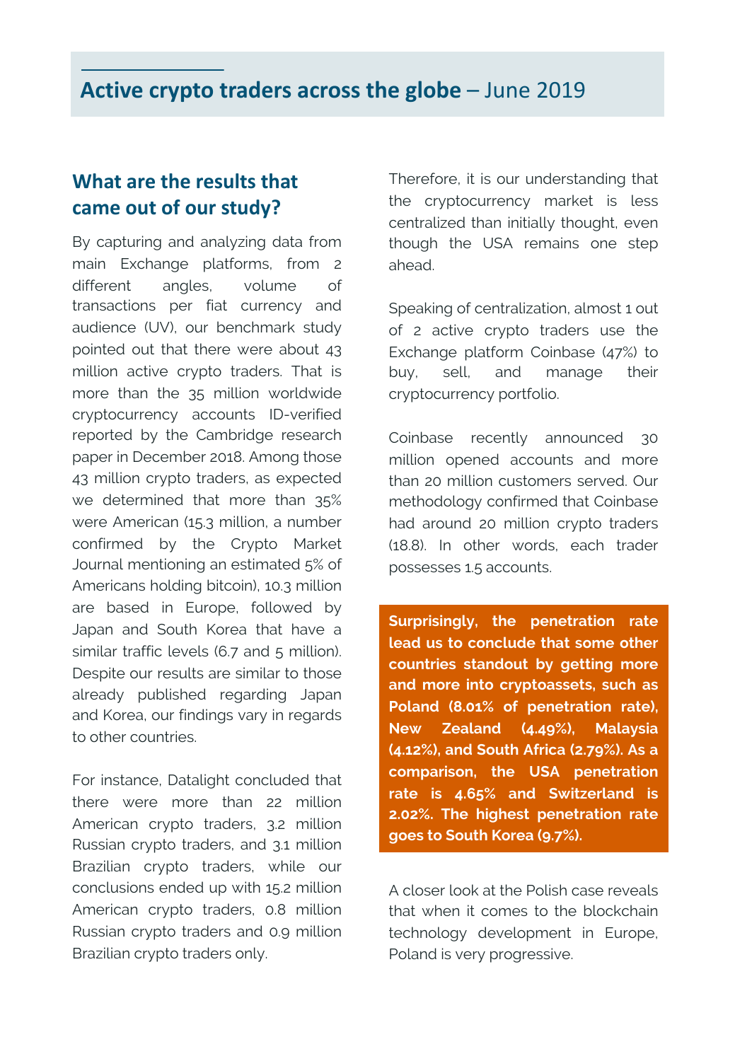# Active crypto traders across the globe – June 2019

## What are the results that came out of our study?

By capturing and analyzing data from main Exchange platforms, from 2 different angles, volume of transactions per fiat currency and audience (UV), our benchmark study pointed out that there were about 43 million active crypto traders. That is more than the 35 million worldwide cryptocurrency accounts ID-verified reported by the Cambridge research paper in December 2018. Among those 43 million crypto traders, as expected we determined that more than 35% were American (15.3 million, a number confirmed by the Crypto Market Journal mentioning an estimated 5% of Americans holding bitcoin), 10.3 million are based in Europe, followed by Japan and South Korea that have a similar traffic levels (6.7 and 5 million). Despite our results are similar to those already published regarding Japan and Korea, our findings vary in regards to other countries.

For instance, Datalight concluded that there were more than 22 million American crypto traders, 3.2 million Russian crypto traders, and 3.1 million Brazilian crypto traders, while our conclusions ended up with 15.2 million American crypto traders, 0.8 million Russian crypto traders and 0.9 million Brazilian crypto traders only.

Therefore, it is our understanding that the cryptocurrency market is less centralized than initially thought, even though the USA remains one step ahead.

Speaking of centralization, almost 1 out of 2 active crypto traders use the Exchange platform Coinbase (47%) to buy, sell, and manage their cryptocurrency portfolio.

Coinbase recently announced 30 million opened accounts and more than 20 million customers served. Our methodology confirmed that Coinbase had around 20 million crypto traders (18.8). In other words, each trader possesses 1.5 accounts.

**Surprisingly, the penetration rate lead us to conclude that some other countries standout by getting more and more into cryptoassets, such as Poland (8.01% of penetration rate), New Zealand (4.49%), Malaysia (4.12%), and South Africa (2.79%). As a comparison, the USA penetration rate is 4.65% and Switzerland is 2.02%. The highest penetration rate goes to South Korea (9.7%).**

A closer look at the Polish case reveals that when it comes to the blockchain technology development in Europe, Poland is very progressive.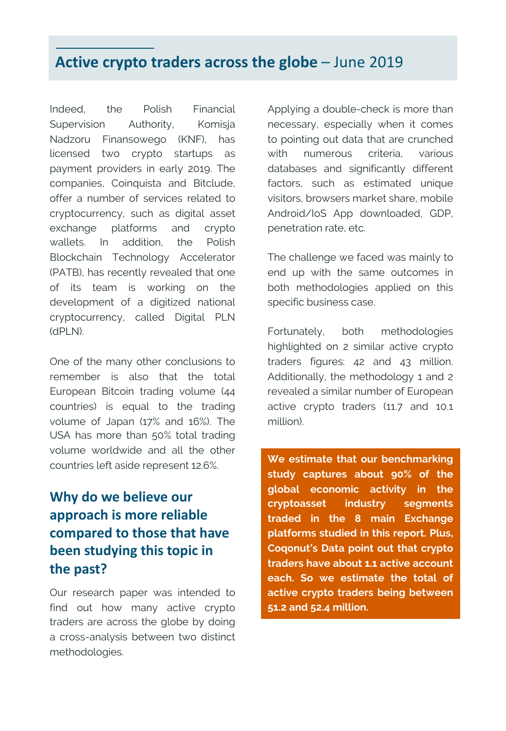## Active crypto traders across the globe – June 2019

Indeed, the Polish Financial Supervision Authority, Komisja Nadzoru Finansowego (KNF), has licensed two crypto startups as payment providers in early 2019. The companies, Coinquista and Bitclude, offer a number of services related to cryptocurrency, such as digital asset exchange platforms and crypto wallets. In addition, the Polish Blockchain Technology Accelerator (PATB), has recently revealed that one of its team is working on the development of a digitized national cryptocurrency, called Digital PLN (dPLN).

One of the many other conclusions to remember is also that the total European Bitcoin trading volume (44 countries) is equal to the trading volume of Japan (17% and 16%). The USA has more than 50% total trading volume worldwide and all the other countries left aside represent 12.6%.

### Why do we believe our approach is more reliable compared to those that have been studying this topic in the past?

Our research paper was intended to find out how many active crypto traders are across the globe by doing a cross-analysis between two distinct methodologies.

Applying a double-check is more than necessary, especially when it comes to pointing out data that are crunched with numerous criteria, various databases and significantly different factors, such as estimated unique visitors, browsers market share, mobile Android/IoS App downloaded, GDP, penetration rate, etc.

The challenge we faced was mainly to end up with the same outcomes in both methodologies applied on this specific business case.

Fortunately, both methodologies highlighted on 2 similar active crypto traders figures: 42 and 43 million. Additionally, the methodology 1 and 2 revealed a similar number of European active crypto traders (11.7 and 10.1 million).

**We estimate that our benchmarking study captures about 90% of the global economic activity in the cryptoasset industry segments traded in the 8 main Exchange platforms studied in this report. Plus, Coqonut's Data point out that crypto traders have about 1.1 active account each. So we estimate the total of active crypto traders being between 51.2 and 52.4 million.**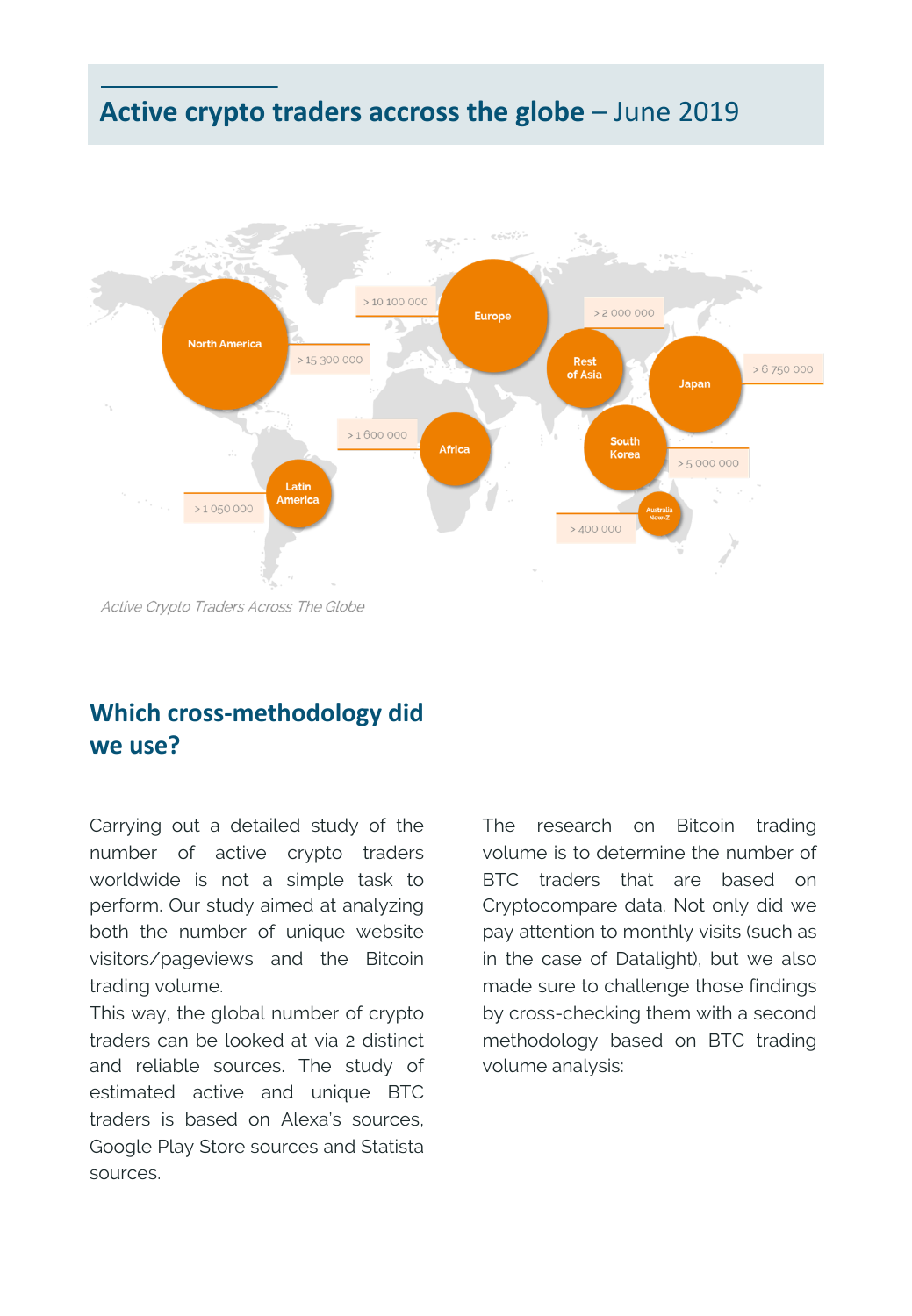## Active crypto traders accross the globe – June 2019

| Region | Active crypto traders |
|---|---|
| North America | > 15 300 000 |
| Europe | > 10 100 000 |
| Rest of Asia | > 2 000 000 |
| Japan | > 6 750 000 |
| South Korea | > 5 000 000 |
| Africa | > 1 600 000 |
| Latin America | > 1 050 000 |
| Australia New-Z | > 400 000 |

*Active Crypto Traders Across The Globe*

## Which cross-methodology did we use?

Carrying out a detailed study of the number of active crypto traders worldwide is not a simple task to perform. Our study aimed at analyzing both the number of unique website visitors/pageviews and the Bitcoin trading volume.

This way, the global number of crypto traders can be looked at via 2 distinct and reliable sources. The study of estimated active and unique BTC traders is based on Alexa's sources, Google Play Store sources and Statista sources.

The research on Bitcoin trading volume is to determine the number of BTC traders that are based on Cryptocompare data. Not only did we pay attention to monthly visits (such as in the case of Datalight), but we also made sure to challenge those findings by cross-checking them with a second methodology based on BTC trading volume analysis: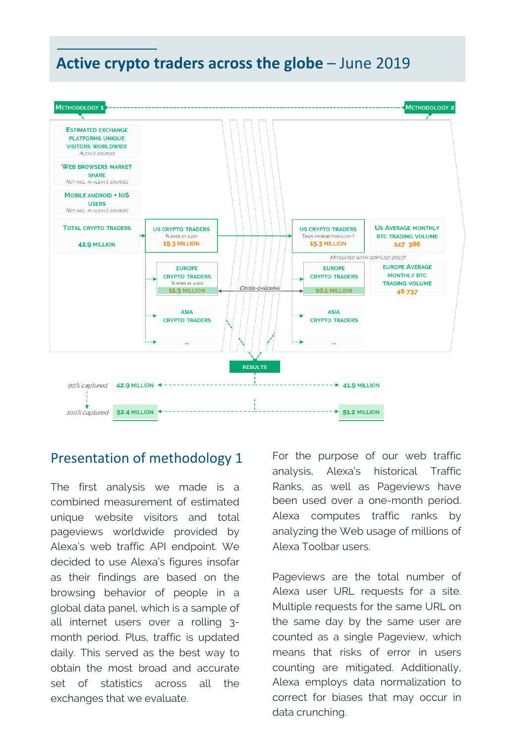# Active crypto traders across the globe – June 2019

Methodology 1

Estimated exchange platforms unique visitors worldwide
*Alexa's sources*

Web browsers market share
*Not incl. in Alexa's sources*

Mobile Android • IoS users
*Not incl. in Alexa's sources*

Total crypto traders
42.9 million

US crypto traders
*% given by Alexa*
15.3 million

Europe crypto traders
*% given by Alexa*
11.3 million

Asia crypto traders

...

*Cross-checking*

Methodology 2

US crypto traders
*Taken from methodology 1*
15.3 million

Us average monthly BTC trading volume
147 386

*Mitigated with GDP (USD 2017)*

Europe crypto traders
10.1 million

Europe average monthly BTC trading volume
46 737

Asia crypto traders

...

Results

| | Methodology 1 | Methodology 2 |
|---|---|---|
| *90% captured* | 42.9 million | 41.9 million |
| *100% captured* | 52.4 million | 51.2 million |

## Presentation of methodology 1

The first analysis we made is a combined measurement of estimated unique website visitors and total pageviews worldwide provided by Alexa's web traffic API endpoint. We decided to use Alexa's figures insofar as their findings are based on the browsing behavior of people in a global data panel, which is a sample of all internet users over a rolling 3-month period. Plus, traffic is updated daily. This served as the best way to obtain the most broad and accurate set of statistics across all the exchanges that we evaluate.

For the purpose of our web traffic analysis, Alexa's historical Traffic Ranks, as well as Pageviews have been used over a one-month period. Alexa computes traffic ranks by analyzing the Web usage of millions of Alexa Toolbar users.

Pageviews are the total number of Alexa user URL requests for a site. Multiple requests for the same URL on the same day by the same user are counted as a single Pageview, which means that risks of error in users counting are mitigated. Additionally, Alexa employs data normalization to correct for biases that may occur in data crunching.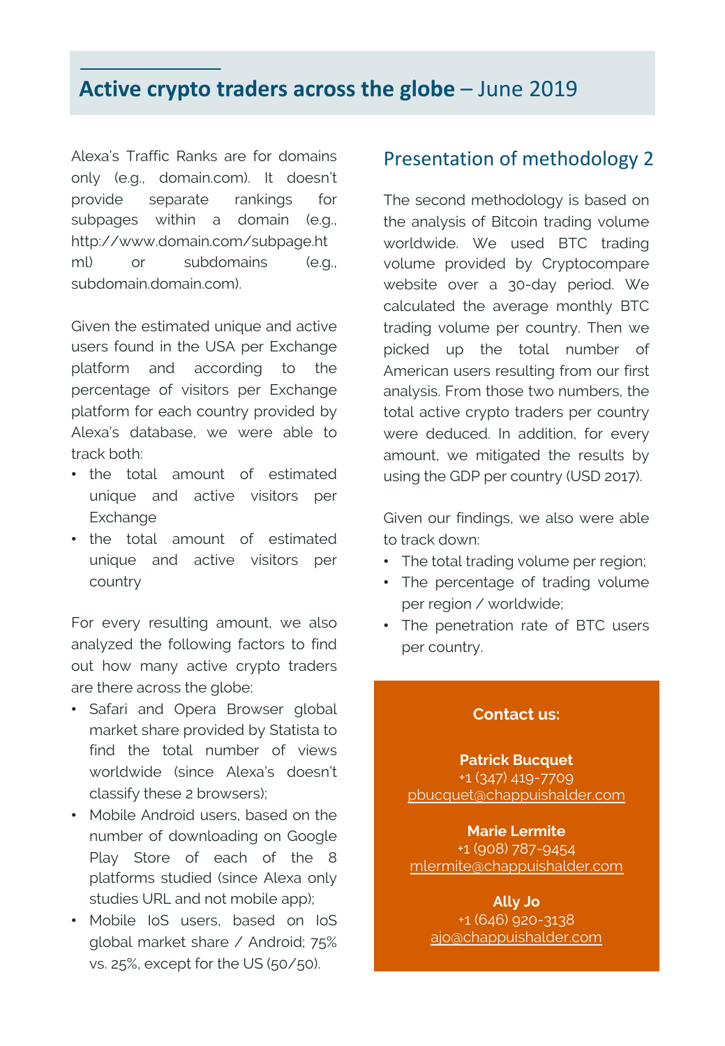# **Active crypto traders across the globe** – June 2019

Alexa's Traffic Ranks are for domains only (e.g., domain.com). It doesn't provide separate rankings for subpages within a domain (e.g., http://www.domain.com/subpage.html) or subdomains (e.g., subdomain.domain.com).

Given the estimated unique and active users found in the USA per Exchange platform and according to the percentage of visitors per Exchange platform for each country provided by Alexa's database, we were able to track both:

- the total amount of estimated unique and active visitors per Exchange
- the total amount of estimated unique and active visitors per country

For every resulting amount, we also analyzed the following factors to find out how many active crypto traders are there across the globe:

- Safari and Opera Browser global market share provided by Statista to find the total number of views worldwide (since Alexa's doesn't classify these 2 browsers);
- Mobile Android users, based on the number of downloading on Google Play Store of each of the 8 platforms studied (since Alexa only studies URL and not mobile app);
- Mobile IoS users, based on IoS global market share / Android; 75% vs. 25%, except for the US (50/50).

## Presentation of methodology 2

The second methodology is based on the analysis of Bitcoin trading volume worldwide. We used BTC trading volume provided by Cryptocompare website over a 30-day period. We calculated the average monthly BTC trading volume per country. Then we picked up the total number of American users resulting from our first analysis. From those two numbers, the total active crypto traders per country were deduced. In addition, for every amount, we mitigated the results by using the GDP per country (USD 2017).

Given our findings, we also were able to track down:

- The total trading volume per region;
- The percentage of trading volume per region / worldwide;
- The penetration rate of BTC users per country.

**Contact us:**

**Patrick Bucquet**
+1 (347) 419-7709
pbucquet@chappuishalder.com

**Marie Lermite**
+1 (908) 787-9454
mlermite@chappuishalder.com

**Ally Jo**
+1 (646) 920-3138
ajo@chappuishalder.com